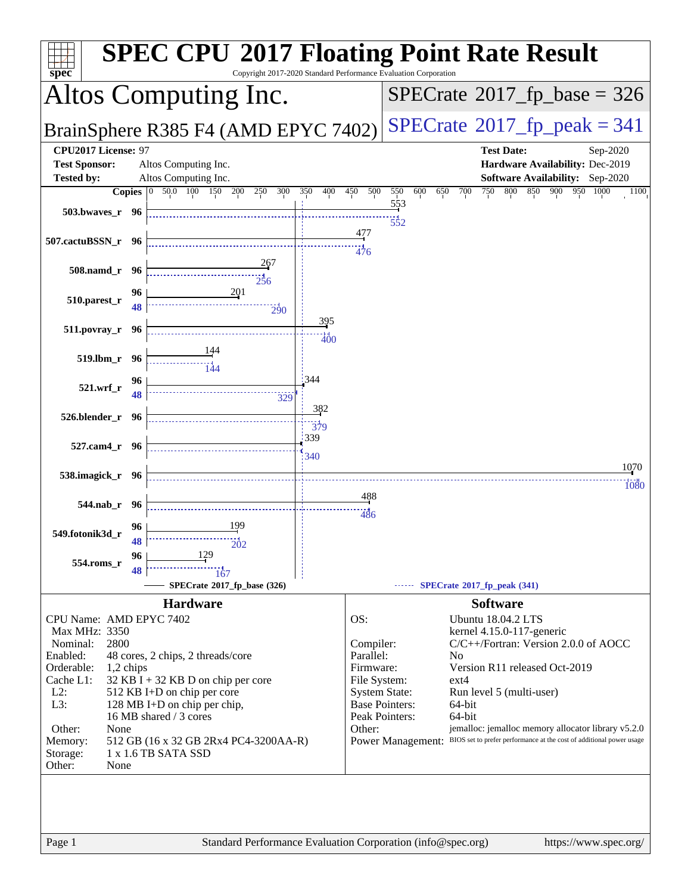# SPEC CPU 2017 Floating Point Rate Result

Copyright 2017-2020 Standard Performance Evaluation Corporation

## Altos Computing Inc.

## BrainSphere R385 F4 (AMD EPYC 7402)

**SPECrate 2017_fp_base = 326**

**SPECrate 2017_fp_peak = 341**

| | | | |
|---|---|---|---|
| **CPU2017 License:** | 97 | **Test Date:** | Sep-2020 |
| **Test Sponsor:** | Altos Computing Inc. | **Hardware Availability:** | Dec-2019 |
| **Tested by:** | Altos Computing Inc. | **Software Availability:** | Sep-2020 |

| Benchmark | Copies (Base) | Base | Copies (Peak) | Peak |
|---|---|---|---|---|
| 503.bwaves_r | 96 | 553 | 96 | 552 |
| 507.cactuBSSN_r | 96 | 477 | 96 | 476 |
| 508.namd_r | 96 | 267 | 96 | 256 |
| 510.parest_r | 96 | 201 | 48 | 290 |
| 511.povray_r | 96 | 395 | 96 | 400 |
| 519.lbm_r | 96 | 144 | 96 | 144 |
| 521.wrf_r | 96 | 344 | 48 | 329 |
| 526.blender_r | 96 | 382 | 96 | 379 |
| 527.cam4_r | 96 | 339 | 96 | 340 |
| 538.imagick_r | 96 | 1070 | 96 | 1080 |
| 544.nab_r | 96 | 488 | 96 | 486 |
| 549.fotonik3d_r | 96 | 199 | 48 | 202 |
| 554.roms_r | 96 | 129 | 48 | 167 |

SPECrate 2017_fp_base (326) ------ SPECrate 2017_fp_peak (341)

### Hardware

| | |
|---|---|
| CPU Name: | AMD EPYC 7402 |
| Max MHz: | 3350 |
| Nominal: | 2800 |
| Enabled: | 48 cores, 2 chips, 2 threads/core |
| Orderable: | 1,2 chips |
| Cache L1: | 32 KB I + 32 KB D on chip per core |
| L2: | 512 KB I+D on chip per core |
| L3: | 128 MB I+D on chip per chip, 16 MB shared / 3 cores |
| Other: | None |
| Memory: | 512 GB (16 x 32 GB 2Rx4 PC4-3200AA-R) |
| Storage: | 1 x 1.6 TB SATA SSD |
| Other: | None |

### Software

| | |
|---|---|
| OS: | Ubuntu 18.04.2 LTS kernel 4.15.0-117-generic |
| Compiler: | C/C++/Fortran: Version 2.0.0 of AOCC |
| Parallel: | No |
| Firmware: | Version R11 released Oct-2019 |
| File System: | ext4 |
| System State: | Run level 5 (multi-user) |
| Base Pointers: | 64-bit |
| Peak Pointers: | 64-bit |
| Other: | jemalloc: jemalloc memory allocator library v5.2.0 |
| Power Management: | BIOS set to prefer performance at the cost of additional power usage |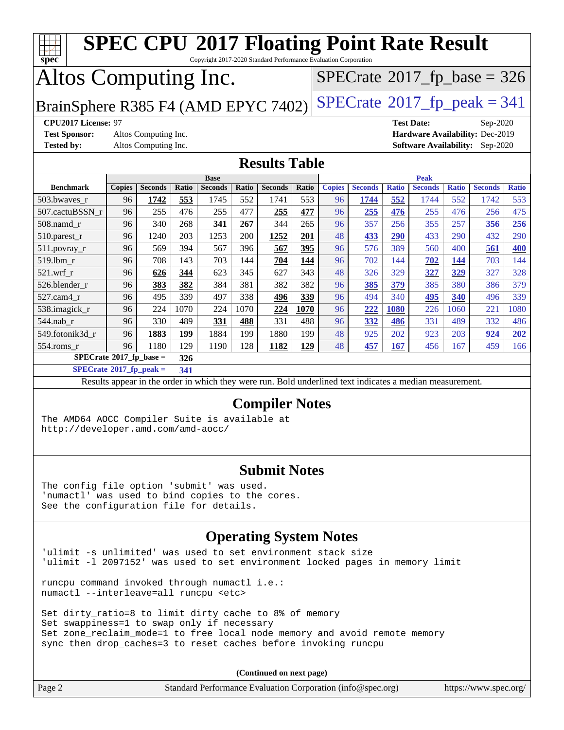# SPEC CPU 2017 Floating Point Rate Result

Copyright 2017-2020 Standard Performance Evaluation Corporation

# Altos Computing Inc.

BrainSphere R385 F4 (AMD EPYC 7402)

SPECrate 2017_fp_base = 326

SPECrate 2017_fp_peak = 341

**CPU2017 License:** 97
**Test Sponsor:** Altos Computing Inc.
**Tested by:** Altos Computing Inc.

**Test Date:** Sep-2020
**Hardware Availability:** Dec-2019
**Software Availability:** Sep-2020

## Results Table

| Benchmark | Base | | | | | | | Peak | | | | | | |
|---|---|---|---|---|---|---|---|---|---|---|---|---|---|---|
| | Copies | Seconds | Ratio | Seconds | Ratio | Seconds | Ratio | Copies | Seconds | Ratio | Seconds | Ratio | Seconds | Ratio |
| 503.bwaves_r | 96 | **1742** | **553** | 1745 | 552 | 1741 | 553 | 96 | **1744** | **552** | 1744 | 552 | 1742 | 553 |
| 507.cactuBSSN_r | 96 | 255 | 476 | 255 | 477 | **255** | **477** | 96 | **255** | **476** | 255 | 476 | 256 | 475 |
| 508.namd_r | 96 | 340 | 268 | **341** | **267** | 344 | 265 | 96 | 357 | 256 | 355 | 257 | **356** | **256** |
| 510.parest_r | 96 | 1240 | 203 | 1253 | 200 | **1252** | **201** | 48 | **433** | **290** | 433 | 290 | 432 | 290 |
| 511.povray_r | 96 | 569 | 394 | 567 | 396 | **567** | **395** | 96 | 576 | 389 | 560 | 400 | **561** | **400** |
| 519.lbm_r | 96 | 708 | 143 | 703 | 144 | **704** | **144** | 96 | 702 | 144 | **702** | **144** | 703 | 144 |
| 521.wrf_r | 96 | **626** | **344** | 623 | 345 | 627 | 343 | 48 | 326 | 329 | **327** | **329** | 327 | 328 |
| 526.blender_r | 96 | **383** | **382** | 384 | 381 | 382 | 382 | 96 | **385** | **379** | 385 | 380 | 386 | 379 |
| 527.cam4_r | 96 | 495 | 339 | 497 | 338 | **496** | **339** | 96 | 494 | 340 | **495** | **340** | 496 | 339 |
| 538.imagick_r | 96 | 224 | 1070 | 224 | 1070 | **224** | **1070** | 96 | **222** | **1080** | 226 | 1060 | 221 | 1080 |
| 544.nab_r | 96 | 330 | 489 | **331** | **488** | 331 | 488 | 96 | **332** | **486** | 331 | 489 | 332 | 486 |
| 549.fotonik3d_r | 96 | **1883** | **199** | 1884 | 199 | 1880 | 199 | 48 | 925 | 202 | 923 | 203 | **924** | **202** |
| 554.roms_r | 96 | 1180 | 129 | 1190 | 128 | **1182** | **129** | 48 | **457** | **167** | 456 | 167 | 459 | 166 |

**SPECrate 2017_fp_base = 326**

**SPECrate 2017_fp_peak = 341**

Results appear in the order in which they were run. Bold underlined text indicates a median measurement.

## Compiler Notes

```
The AMD64 AOCC Compiler Suite is available at
http://developer.amd.com/amd-aocc/
```

## Submit Notes

```
The config file option 'submit' was used.
'numactl' was used to bind copies to the cores.
See the configuration file for details.
```

## Operating System Notes

```
'ulimit -s unlimited' was used to set environment stack size
'ulimit -l 2097152' was used to set environment locked pages in memory limit

runcpu command invoked through numactl i.e.:
numactl --interleave=all runcpu <etc>

Set dirty_ratio=8 to limit dirty cache to 8% of memory
Set swappiness=1 to swap only if necessary
Set zone_reclaim_mode=1 to free local node memory and avoid remote memory
sync then drop_caches=3 to reset caches before invoking runcpu
```

(Continued on next page)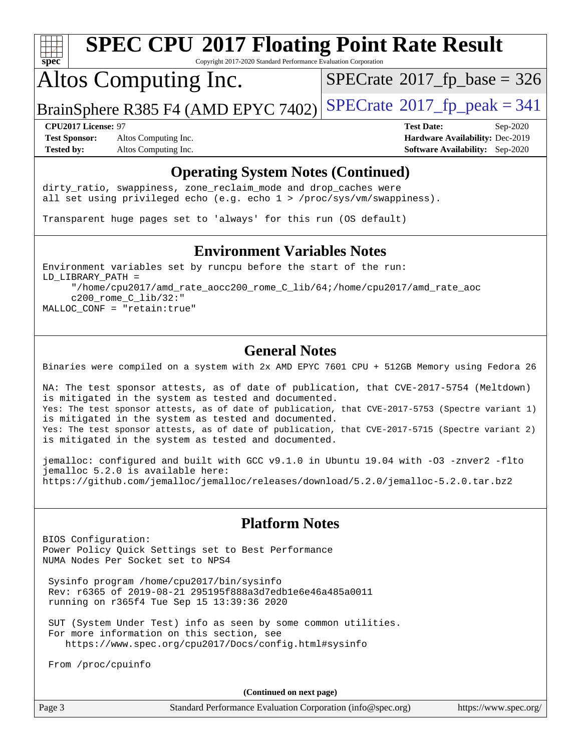## Operating System Notes (Continued)

```
dirty_ratio, swappiness, zone_reclaim_mode and drop_caches were
all set using privileged echo (e.g. echo 1 > /proc/sys/vm/swappiness).

Transparent huge pages set to 'always' for this run (OS default)
```

## Environment Variables Notes

```
Environment variables set by runcpu before the start of the run:
LD_LIBRARY_PATH =
     "/home/cpu2017/amd_rate_aocc200_rome_C_lib/64;/home/cpu2017/amd_rate_aoc
     c200_rome_C_lib/32:"
MALLOC_CONF = "retain:true"
```

## General Notes

```
Binaries were compiled on a system with 2x AMD EPYC 7601 CPU + 512GB Memory using Fedora 26

NA: The test sponsor attests, as of date of publication, that CVE-2017-5754 (Meltdown)
is mitigated in the system as tested and documented.
Yes: The test sponsor attests, as of date of publication, that CVE-2017-5753 (Spectre variant 1)
is mitigated in the system as tested and documented.
Yes: The test sponsor attests, as of date of publication, that CVE-2017-5715 (Spectre variant 2)
is mitigated in the system as tested and documented.

jemalloc: configured and built with GCC v9.1.0 in Ubuntu 19.04 with -O3 -znver2 -flto
jemalloc 5.2.0 is available here:
https://github.com/jemalloc/jemalloc/releases/download/5.2.0/jemalloc-5.2.0.tar.bz2
```

## Platform Notes

```
BIOS Configuration:
Power Policy Quick Settings set to Best Performance
NUMA Nodes Per Socket set to NPS4

 Sysinfo program /home/cpu2017/bin/sysinfo
 Rev: r6365 of 2019-08-21 295195f888a3d7edb1e6e46a485a0011
 running on r365f4 Tue Sep 15 13:39:36 2020

 SUT (System Under Test) info as seen by some common utilities.
 For more information on this section, see
    https://www.spec.org/cpu2017/Docs/config.html#sysinfo

 From /proc/cpuinfo
```

(Continued on next page)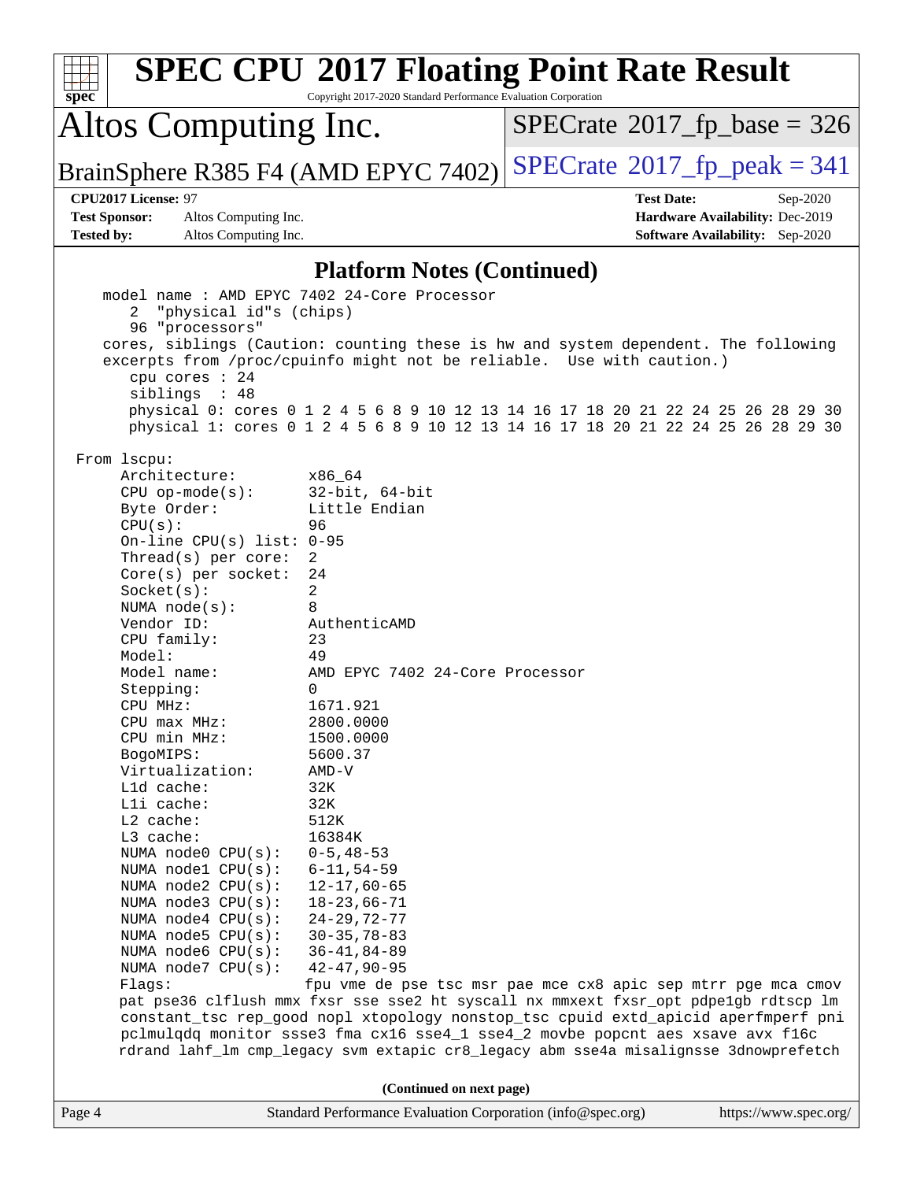# SPEC CPU 2017 Floating Point Rate Result

Copyright 2017-2020 Standard Performance Evaluation Corporation

**Altos Computing Inc.**

**BrainSphere R385 F4 (AMD EPYC 7402)**

SPECrate 2017_fp_base = 326

SPECrate 2017_fp_peak = 341

| | | | |
|---|---|---|---|
| **CPU2017 License:** 97 | | **Test Date:** | Sep-2020 |
| **Test Sponsor:** | Altos Computing Inc. | **Hardware Availability:** | Dec-2019 |
| **Tested by:** | Altos Computing Inc. | **Software Availability:** | Sep-2020 |

## Platform Notes (Continued)

```
    model name : AMD EPYC 7402 24-Core Processor
       2  "physical id"s (chips)
       96 "processors"
    cores, siblings (Caution: counting these is hw and system dependent. The following
    excerpts from /proc/cpuinfo might not be reliable.  Use with caution.)
       cpu cores : 24
       siblings  : 48
       physical 0: cores 0 1 2 4 5 6 8 9 10 12 13 14 16 17 18 20 21 22 24 25 26 28 29 30
       physical 1: cores 0 1 2 4 5 6 8 9 10 12 13 14 16 17 18 20 21 22 24 25 26 28 29 30

 From lscpu:
      Architecture:          x86_64
      CPU op-mode(s):        32-bit, 64-bit
      Byte Order:            Little Endian
      CPU(s):                96
      On-line CPU(s) list:   0-95
      Thread(s) per core:    2
      Core(s) per socket:    24
      Socket(s):             2
      NUMA node(s):          8
      Vendor ID:             AuthenticAMD
      CPU family:            23
      Model:                 49
      Model name:            AMD EPYC 7402 24-Core Processor
      Stepping:              0
      CPU MHz:               1671.921
      CPU max MHz:           2800.0000
      CPU min MHz:           1500.0000
      BogoMIPS:              5600.37
      Virtualization:        AMD-V
      L1d cache:             32K
      L1i cache:             32K
      L2 cache:              512K
      L3 cache:              16384K
      NUMA node0 CPU(s):     0-5,48-53
      NUMA node1 CPU(s):     6-11,54-59
      NUMA node2 CPU(s):     12-17,60-65
      NUMA node3 CPU(s):     18-23,66-71
      NUMA node4 CPU(s):     24-29,72-77
      NUMA node5 CPU(s):     30-35,78-83
      NUMA node6 CPU(s):     36-41,84-89
      NUMA node7 CPU(s):     42-47,90-95
      Flags:                 fpu vme de pse tsc msr pae mce cx8 apic sep mtrr pge mca cmov
      pat pse36 clflush mmx fxsr sse sse2 ht syscall nx mmxext fxsr_opt pdpe1gb rdtscp lm
      constant_tsc rep_good nopl xtopology nonstop_tsc cpuid extd_apicid aperfmperf pni
      pclmulqdq monitor ssse3 fma cx16 sse4_1 sse4_2 movbe popcnt aes xsave avx f16c
      rdrand lahf_lm cmp_legacy svm extapic cr8_legacy abm sse4a misalignsse 3dnowprefetch
```

(Continued on next page)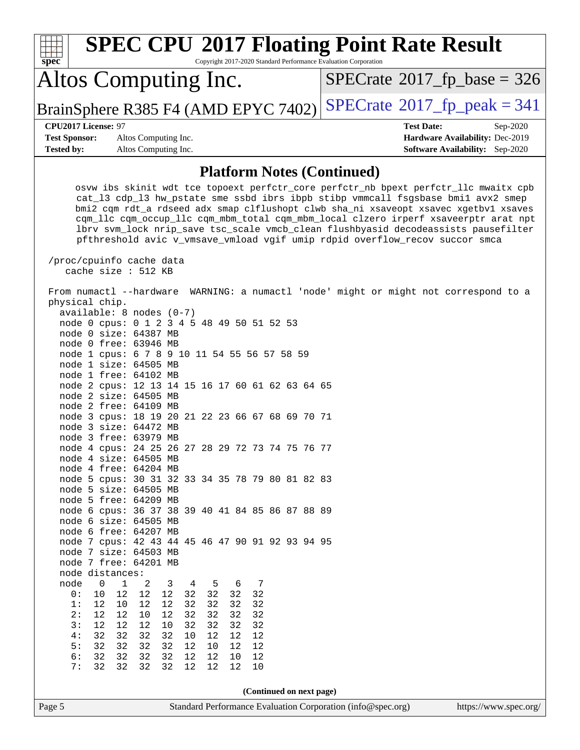# SPEC CPU 2017 Floating Point Rate Result

Copyright 2017-2020 Standard Performance Evaluation Corporation

## Altos Computing Inc.

BrainSphere R385 F4 (AMD EPYC 7402)

SPECrate 2017_fp_base = 326

SPECrate 2017_fp_peak = 341

**CPU2017 License:** 97
**Test Sponsor:** Altos Computing Inc.
**Tested by:** Altos Computing Inc.

**Test Date:** Sep-2020
**Hardware Availability:** Dec-2019
**Software Availability:** Sep-2020

### Platform Notes (Continued)

```
      osvw ibs skinit wdt tce topoext perfctr_core perfctr_nb bpext perfctr_llc mwaitx cpb
      cat_l3 cdp_l3 hw_pstate sme ssbd ibrs ibpb stibp vmmcall fsgsbase bmi1 avx2 smep
      bmi2 cqm rdt_a rdseed adx smap clflushopt clwb sha_ni xsaveopt xsavec xgetbv1 xsaves
      cqm_llc cqm_occup_llc cqm_mbm_total cqm_mbm_local clzero irperf xsaveerptr arat npt
      lbrv svm_lock nrip_save tsc_scale vmcb_clean flushbyasid decodeassists pausefilter
      pfthreshold avic v_vmsave_vmload vgif umip rdpid overflow_recov succor smca

 /proc/cpuinfo cache data
    cache size : 512 KB

 From numactl --hardware  WARNING: a numactl 'node' might or might not correspond to a
 physical chip.
   available: 8 nodes (0-7)
   node 0 cpus: 0 1 2 3 4 5 48 49 50 51 52 53
   node 0 size: 64387 MB
   node 0 free: 63946 MB
   node 1 cpus: 6 7 8 9 10 11 54 55 56 57 58 59
   node 1 size: 64505 MB
   node 1 free: 64102 MB
   node 2 cpus: 12 13 14 15 16 17 60 61 62 63 64 65
   node 2 size: 64505 MB
   node 2 free: 64109 MB
   node 3 cpus: 18 19 20 21 22 23 66 67 68 69 70 71
   node 3 size: 64472 MB
   node 3 free: 63979 MB
   node 4 cpus: 24 25 26 27 28 29 72 73 74 75 76 77
   node 4 size: 64505 MB
   node 4 free: 64204 MB
   node 5 cpus: 30 31 32 33 34 35 78 79 80 81 82 83
   node 5 size: 64505 MB
   node 5 free: 64209 MB
   node 6 cpus: 36 37 38 39 40 41 84 85 86 87 88 89
   node 6 size: 64505 MB
   node 6 free: 64207 MB
   node 7 cpus: 42 43 44 45 46 47 90 91 92 93 94 95
   node 7 size: 64503 MB
   node 7 free: 64201 MB
   node distances:
   node   0   1   2   3   4   5   6   7
     0:  10  12  12  12  32  32  32  32
     1:  12  10  12  12  32  32  32  32
     2:  12  12  10  12  32  32  32  32
     3:  12  12  12  10  32  32  32  32
     4:  32  32  32  32  10  12  12  12
     5:  32  32  32  32  12  10  12  12
     6:  32  32  32  32  12  12  10  12
     7:  32  32  32  32  12  12  12  10
```

(Continued on next page)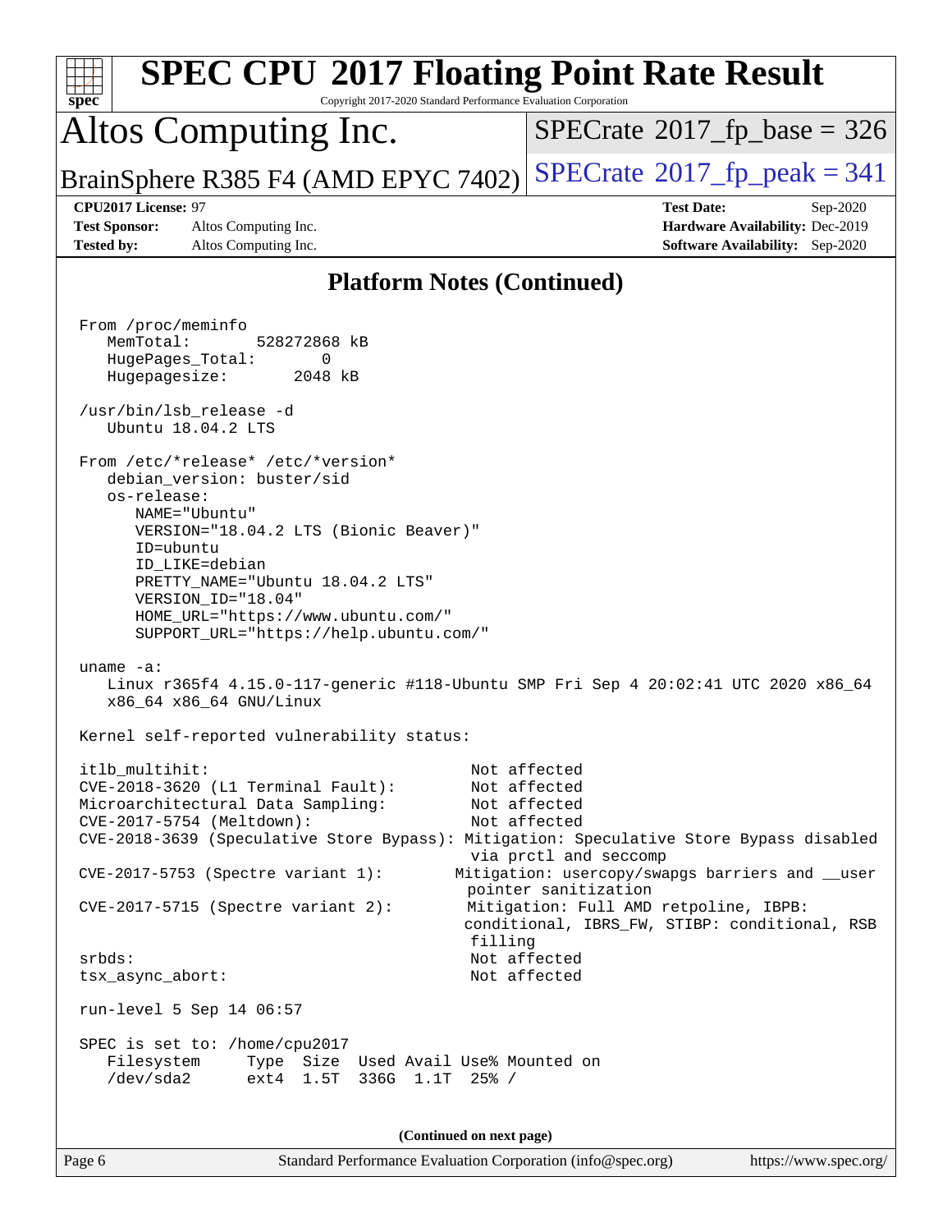# SPEC CPU 2017 Floating Point Rate Result

Copyright 2017-2020 Standard Performance Evaluation Corporation

## Altos Computing Inc.

BrainSphere R385 F4 (AMD EPYC 7402)

SPECrate 2017_fp_base = 326

SPECrate 2017_fp_peak = 341

**CPU2017 License:** 97
**Test Sponsor:** Altos Computing Inc.
**Tested by:** Altos Computing Inc.

**Test Date:** Sep-2020
**Hardware Availability:** Dec-2019
**Software Availability:** Sep-2020

## Platform Notes (Continued)

```
From /proc/meminfo
   MemTotal:       528272868 kB
   HugePages_Total:       0
   Hugepagesize:       2048 kB

/usr/bin/lsb_release -d
   Ubuntu 18.04.2 LTS

From /etc/*release* /etc/*version*
   debian_version: buster/sid
   os-release:
      NAME="Ubuntu"
      VERSION="18.04.2 LTS (Bionic Beaver)"
      ID=ubuntu
      ID_LIKE=debian
      PRETTY_NAME="Ubuntu 18.04.2 LTS"
      VERSION_ID="18.04"
      HOME_URL="https://www.ubuntu.com/"
      SUPPORT_URL="https://help.ubuntu.com/"

uname -a:
   Linux r365f4 4.15.0-117-generic #118-Ubuntu SMP Fri Sep 4 20:02:41 UTC 2020 x86_64
   x86_64 x86_64 GNU/Linux

Kernel self-reported vulnerability status:

itlb_multihit:                                         Not affected
CVE-2018-3620 (L1 Terminal Fault):                     Not affected
Microarchitectural Data Sampling:                      Not affected
CVE-2017-5754 (Meltdown):                              Not affected
CVE-2018-3639 (Speculative Store Bypass): Mitigation: Speculative Store Bypass disabled
                                                       via prctl and seccomp
CVE-2017-5753 (Spectre variant 1):                    Mitigation: usercopy/swapgs barriers and __user
                                                       pointer sanitization
CVE-2017-5715 (Spectre variant 2):                     Mitigation: Full AMD retpoline, IBPB:
                                                       conditional, IBRS_FW, STIBP: conditional, RSB
                                                       filling
srbds:                                                 Not affected
tsx_async_abort:                                       Not affected

run-level 5 Sep 14 06:57

SPEC is set to: /home/cpu2017
   Filesystem     Type  Size  Used Avail Use% Mounted on
   /dev/sda2      ext4  1.5T  336G  1.1T  25% /
```

(Continued on next page)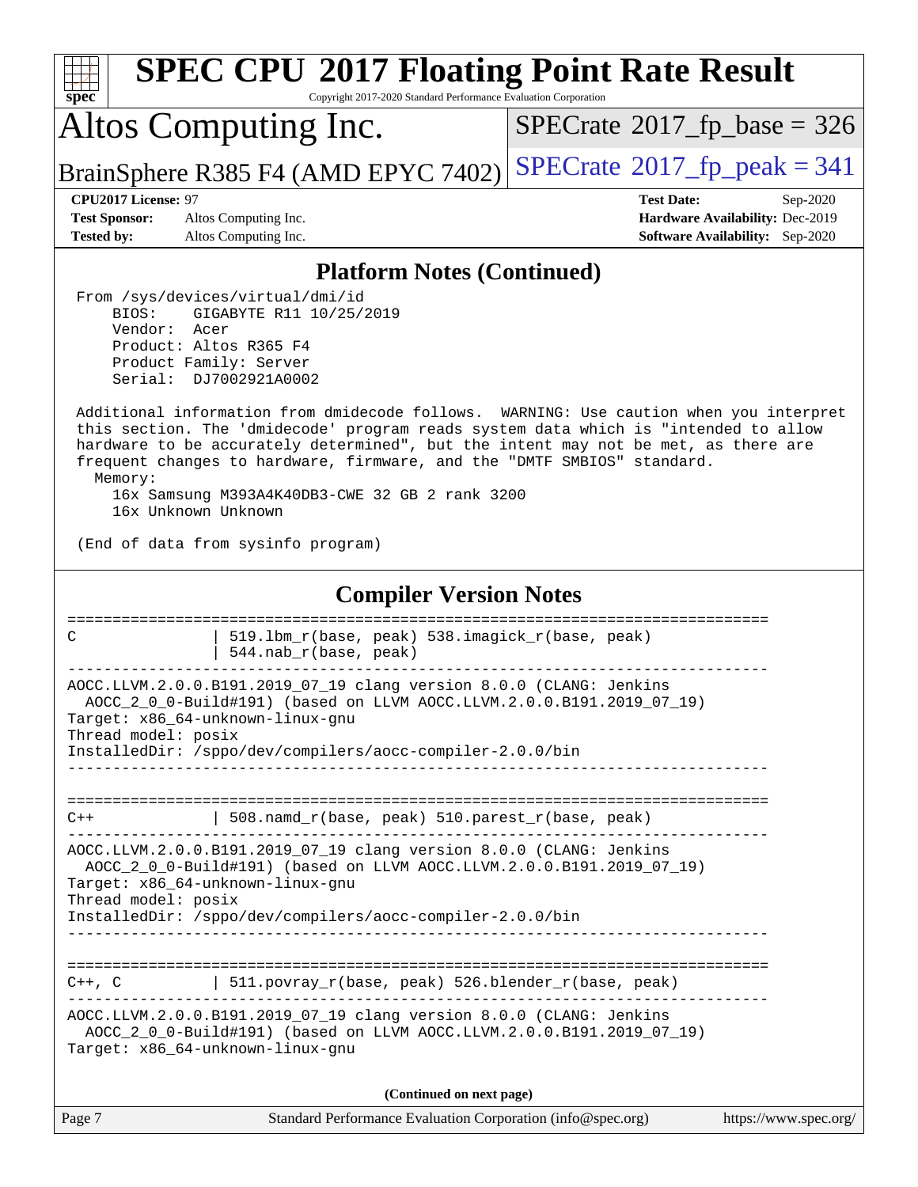## Platform Notes (Continued)

```
From /sys/devices/virtual/dmi/id
    BIOS:    GIGABYTE R11 10/25/2019
    Vendor:  Acer
    Product: Altos R365 F4
    Product Family: Server
    Serial:  DJ7002921A0002

Additional information from dmidecode follows.  WARNING: Use caution when you interpret
this section. The 'dmidecode' program reads system data which is "intended to allow
hardware to be accurately determined", but the intent may not be met, as there are
frequent changes to hardware, firmware, and the "DMTF SMBIOS" standard.
  Memory:
    16x Samsung M393A4K40DB3-CWE 32 GB 2 rank 3200
    16x Unknown Unknown

(End of data from sysinfo program)
```

## Compiler Version Notes

```
==============================================================================
C               | 519.lbm_r(base, peak) 538.imagick_r(base, peak)
                | 544.nab_r(base, peak)
------------------------------------------------------------------------------
AOCC.LLVM.2.0.0.B191.2019_07_19 clang version 8.0.0 (CLANG: Jenkins
  AOCC_2_0_0-Build#191) (based on LLVM AOCC.LLVM.2.0.0.B191.2019_07_19)
Target: x86_64-unknown-linux-gnu
Thread model: posix
InstalledDir: /sppo/dev/compilers/aocc-compiler-2.0.0/bin
------------------------------------------------------------------------------

==============================================================================
C++             | 508.namd_r(base, peak) 510.parest_r(base, peak)
------------------------------------------------------------------------------
AOCC.LLVM.2.0.0.B191.2019_07_19 clang version 8.0.0 (CLANG: Jenkins
  AOCC_2_0_0-Build#191) (based on LLVM AOCC.LLVM.2.0.0.B191.2019_07_19)
Target: x86_64-unknown-linux-gnu
Thread model: posix
InstalledDir: /sppo/dev/compilers/aocc-compiler-2.0.0/bin
------------------------------------------------------------------------------

==============================================================================
C++, C          | 511.povray_r(base, peak) 526.blender_r(base, peak)
------------------------------------------------------------------------------
AOCC.LLVM.2.0.0.B191.2019_07_19 clang version 8.0.0 (CLANG: Jenkins
  AOCC_2_0_0-Build#191) (based on LLVM AOCC.LLVM.2.0.0.B191.2019_07_19)
Target: x86_64-unknown-linux-gnu
```

(Continued on next page)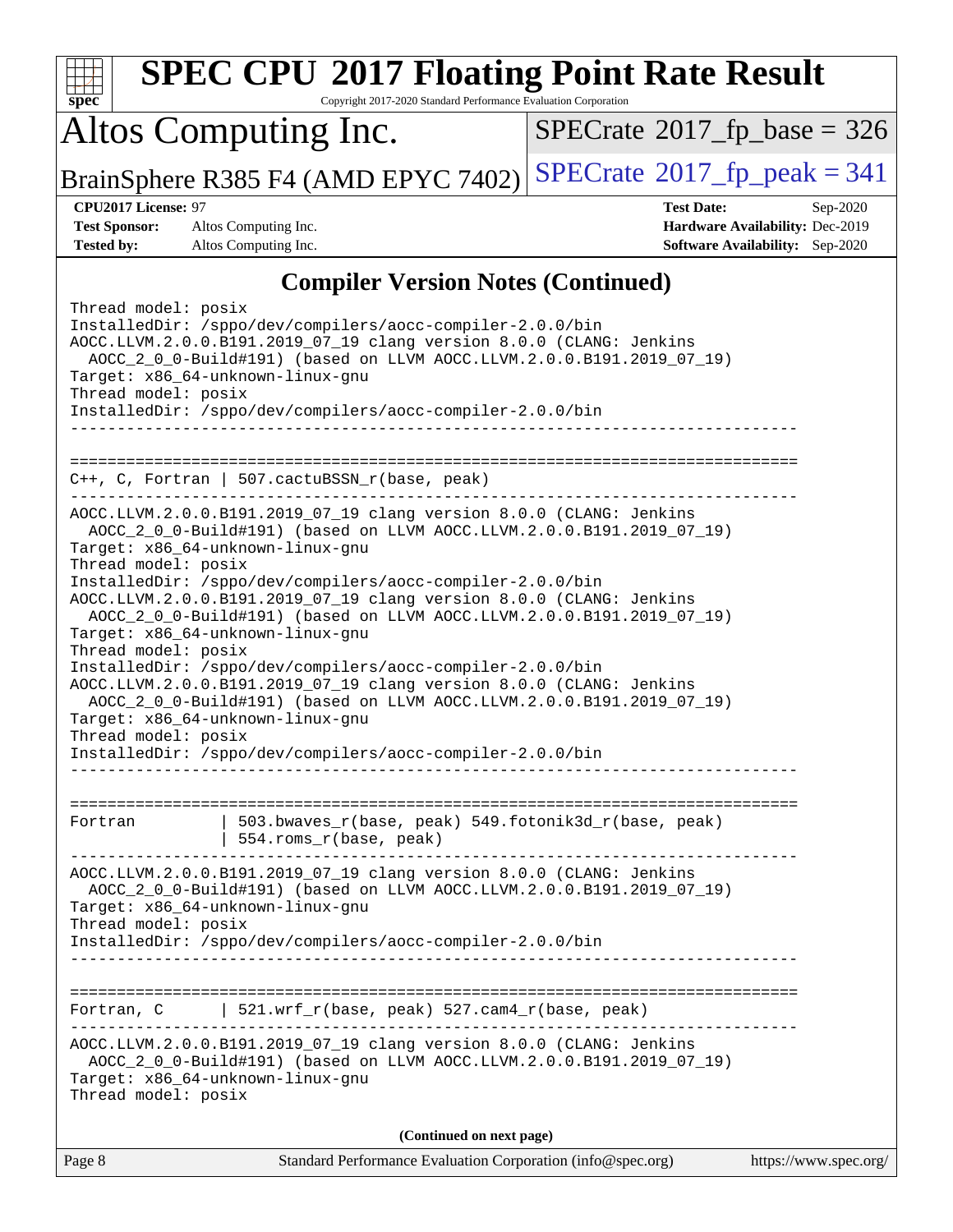## Compiler Version Notes (Continued)

```
Thread model: posix
InstalledDir: /sppo/dev/compilers/aocc-compiler-2.0.0/bin
AOCC.LLVM.2.0.0.B191.2019_07_19 clang version 8.0.0 (CLANG: Jenkins
  AOCC_2_0_0-Build#191) (based on LLVM AOCC.LLVM.2.0.0.B191.2019_07_19)
Target: x86_64-unknown-linux-gnu
Thread model: posix
InstalledDir: /sppo/dev/compilers/aocc-compiler-2.0.0/bin
------------------------------------------------------------------------------

==============================================================================
C++, C, Fortran | 507.cactuBSSN_r(base, peak)
------------------------------------------------------------------------------
AOCC.LLVM.2.0.0.B191.2019_07_19 clang version 8.0.0 (CLANG: Jenkins
  AOCC_2_0_0-Build#191) (based on LLVM AOCC.LLVM.2.0.0.B191.2019_07_19)
Target: x86_64-unknown-linux-gnu
Thread model: posix
InstalledDir: /sppo/dev/compilers/aocc-compiler-2.0.0/bin
AOCC.LLVM.2.0.0.B191.2019_07_19 clang version 8.0.0 (CLANG: Jenkins
  AOCC_2_0_0-Build#191) (based on LLVM AOCC.LLVM.2.0.0.B191.2019_07_19)
Target: x86_64-unknown-linux-gnu
Thread model: posix
InstalledDir: /sppo/dev/compilers/aocc-compiler-2.0.0/bin
AOCC.LLVM.2.0.0.B191.2019_07_19 clang version 8.0.0 (CLANG: Jenkins
  AOCC_2_0_0-Build#191) (based on LLVM AOCC.LLVM.2.0.0.B191.2019_07_19)
Target: x86_64-unknown-linux-gnu
Thread model: posix
InstalledDir: /sppo/dev/compilers/aocc-compiler-2.0.0/bin
------------------------------------------------------------------------------

==============================================================================
Fortran         | 503.bwaves_r(base, peak) 549.fotonik3d_r(base, peak)
                | 554.roms_r(base, peak)
------------------------------------------------------------------------------
AOCC.LLVM.2.0.0.B191.2019_07_19 clang version 8.0.0 (CLANG: Jenkins
  AOCC_2_0_0-Build#191) (based on LLVM AOCC.LLVM.2.0.0.B191.2019_07_19)
Target: x86_64-unknown-linux-gnu
Thread model: posix
InstalledDir: /sppo/dev/compilers/aocc-compiler-2.0.0/bin
------------------------------------------------------------------------------

==============================================================================
Fortran, C      | 521.wrf_r(base, peak) 527.cam4_r(base, peak)
------------------------------------------------------------------------------
AOCC.LLVM.2.0.0.B191.2019_07_19 clang version 8.0.0 (CLANG: Jenkins
  AOCC_2_0_0-Build#191) (based on LLVM AOCC.LLVM.2.0.0.B191.2019_07_19)
Target: x86_64-unknown-linux-gnu
Thread model: posix
```

**(Continued on next page)**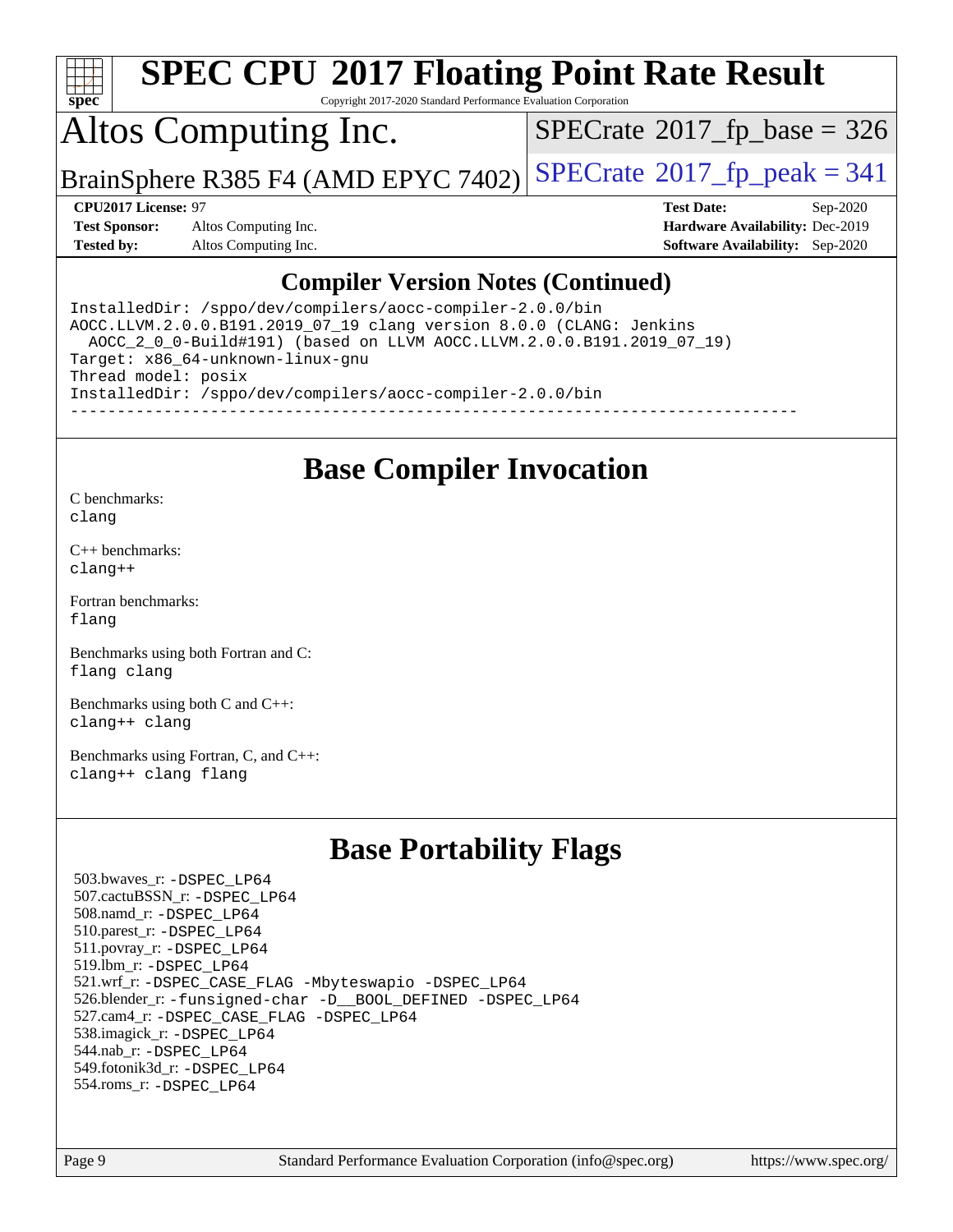## Compiler Version Notes (Continued)

```
InstalledDir: /sppo/dev/compilers/aocc-compiler-2.0.0/bin
AOCC.LLVM.2.0.0.B191.2019_07_19 clang version 8.0.0 (CLANG: Jenkins
  AOCC_2_0_0-Build#191) (based on LLVM AOCC.LLVM.2.0.0.B191.2019_07_19)
Target: x86_64-unknown-linux-gnu
Thread model: posix
InstalledDir: /sppo/dev/compilers/aocc-compiler-2.0.0/bin
------------------------------------------------------------------------------
```

## Base Compiler Invocation

C benchmarks:
`clang`

C++ benchmarks:
`clang++`

Fortran benchmarks:
`flang`

Benchmarks using both Fortran and C:
`flang clang`

Benchmarks using both C and C++:
`clang++ clang`

Benchmarks using Fortran, C, and C++:
`clang++ clang flang`

## Base Portability Flags

503.bwaves_r: `-DSPEC_LP64`
507.cactuBSSN_r: `-DSPEC_LP64`
508.namd_r: `-DSPEC_LP64`
510.parest_r: `-DSPEC_LP64`
511.povray_r: `-DSPEC_LP64`
519.lbm_r: `-DSPEC_LP64`
521.wrf_r: `-DSPEC_CASE_FLAG -Mbyteswapio -DSPEC_LP64`
526.blender_r: `-funsigned-char -D__BOOL_DEFINED -DSPEC_LP64`
527.cam4_r: `-DSPEC_CASE_FLAG -DSPEC_LP64`
538.imagick_r: `-DSPEC_LP64`
544.nab_r: `-DSPEC_LP64`
549.fotonik3d_r: `-DSPEC_LP64`
554.roms_r: `-DSPEC_LP64`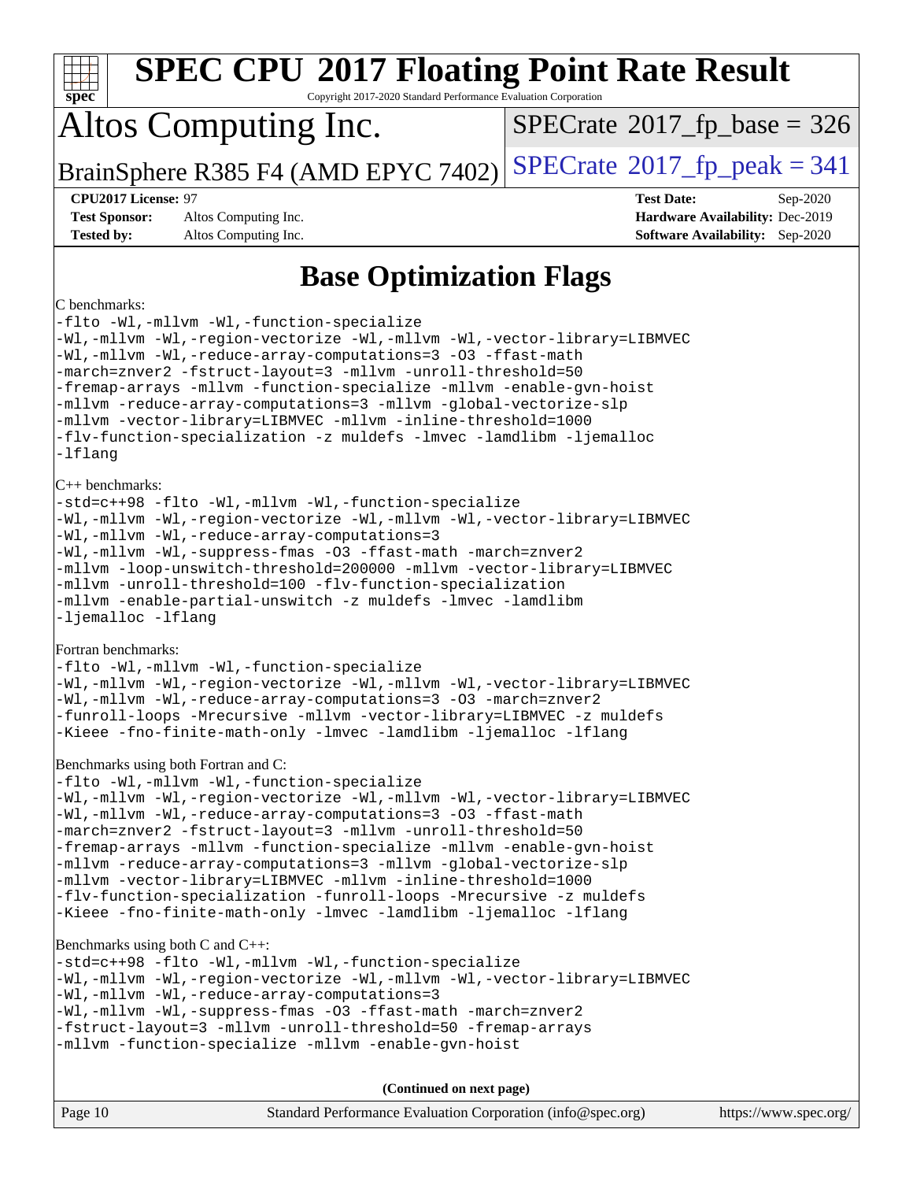# Base Optimization Flags

C benchmarks:

```
-flto -Wl,-mllvm -Wl,-function-specialize
-Wl,-mllvm -Wl,-region-vectorize -Wl,-mllvm -Wl,-vector-library=LIBMVEC
-Wl,-mllvm -Wl,-reduce-array-computations=3 -O3 -ffast-math
-march=znver2 -fstruct-layout=3 -mllvm -unroll-threshold=50
-fremap-arrays -mllvm -function-specialize -mllvm -enable-gvn-hoist
-mllvm -reduce-array-computations=3 -mllvm -global-vectorize-slp
-mllvm -vector-library=LIBMVEC -mllvm -inline-threshold=1000
-flv-function-specialization -z muldefs -lmvec -lamdlibm -ljemalloc
-lflang
```

C++ benchmarks:

```
-std=c++98 -flto -Wl,-mllvm -Wl,-function-specialize
-Wl,-mllvm -Wl,-region-vectorize -Wl,-mllvm -Wl,-vector-library=LIBMVEC
-Wl,-mllvm -Wl,-reduce-array-computations=3
-Wl,-mllvm -Wl,-suppress-fmas -O3 -ffast-math -march=znver2
-mllvm -loop-unswitch-threshold=200000 -mllvm -vector-library=LIBMVEC
-mllvm -unroll-threshold=100 -flv-function-specialization
-mllvm -enable-partial-unswitch -z muldefs -lmvec -lamdlibm
-ljemalloc -lflang
```

Fortran benchmarks:

```
-flto -Wl,-mllvm -Wl,-function-specialize
-Wl,-mllvm -Wl,-region-vectorize -Wl,-mllvm -Wl,-vector-library=LIBMVEC
-Wl,-mllvm -Wl,-reduce-array-computations=3 -O3 -march=znver2
-funroll-loops -Mrecursive -mllvm -vector-library=LIBMVEC -z muldefs
-Kieee -fno-finite-math-only -lmvec -lamdlibm -ljemalloc -lflang
```

Benchmarks using both Fortran and C:

```
-flto -Wl,-mllvm -Wl,-function-specialize
-Wl,-mllvm -Wl,-region-vectorize -Wl,-mllvm -Wl,-vector-library=LIBMVEC
-Wl,-mllvm -Wl,-reduce-array-computations=3 -O3 -ffast-math
-march=znver2 -fstruct-layout=3 -mllvm -unroll-threshold=50
-fremap-arrays -mllvm -function-specialize -mllvm -enable-gvn-hoist
-mllvm -reduce-array-computations=3 -mllvm -global-vectorize-slp
-mllvm -vector-library=LIBMVEC -mllvm -inline-threshold=1000
-flv-function-specialization -funroll-loops -Mrecursive -z muldefs
-Kieee -fno-finite-math-only -lmvec -lamdlibm -ljemalloc -lflang
```

Benchmarks using both C and C++:

```
-std=c++98 -flto -Wl,-mllvm -Wl,-function-specialize
-Wl,-mllvm -Wl,-region-vectorize -Wl,-mllvm -Wl,-vector-library=LIBMVEC
-Wl,-mllvm -Wl,-reduce-array-computations=3
-Wl,-mllvm -Wl,-suppress-fmas -O3 -ffast-math -march=znver2
-fstruct-layout=3 -mllvm -unroll-threshold=50 -fremap-arrays
-mllvm -function-specialize -mllvm -enable-gvn-hoist
```

**(Continued on next page)**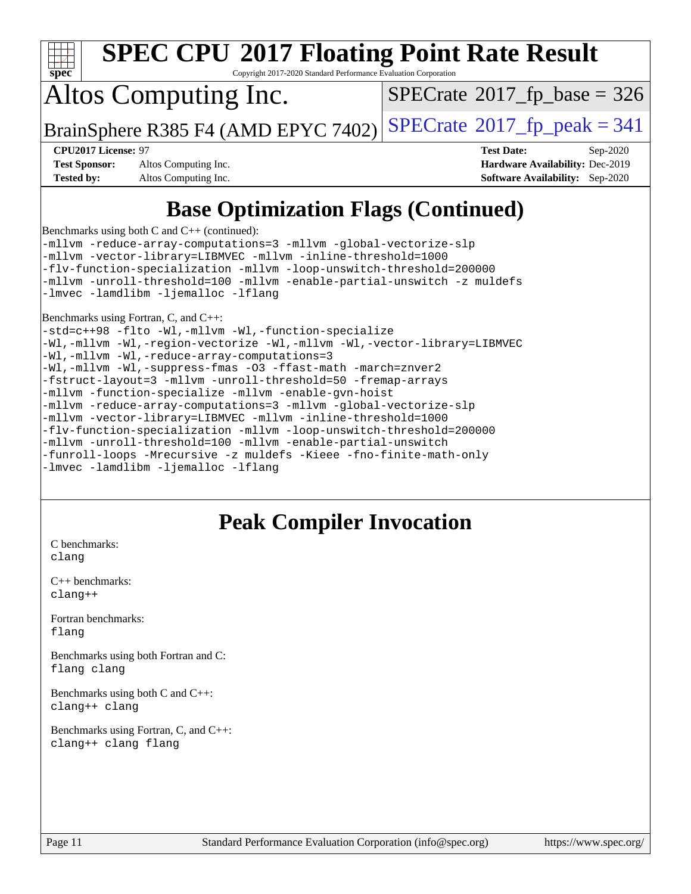# SPEC CPU 2017 Floating Point Rate Result

Copyright 2017-2020 Standard Performance Evaluation Corporation

# Altos Computing Inc.

BrainSphere R385 F4 (AMD EPYC 7402)

SPECrate 2017_fp_base = 326

SPECrate 2017_fp_peak = 341

**CPU2017 License:** 97
**Test Sponsor:** Altos Computing Inc.
**Tested by:** Altos Computing Inc.

**Test Date:** Sep-2020
**Hardware Availability:** Dec-2019
**Software Availability:** Sep-2020

## Base Optimization Flags (Continued)

Benchmarks using both C and C++ (continued):

```
-mllvm -reduce-array-computations=3 -mllvm -global-vectorize-slp
-mllvm -vector-library=LIBMVEC -mllvm -inline-threshold=1000
-flv-function-specialization -mllvm -loop-unswitch-threshold=200000
-mllvm -unroll-threshold=100 -mllvm -enable-partial-unswitch -z muldefs
-lmvec -lamdlibm -ljemalloc -lflang
```

Benchmarks using Fortran, C, and C++:

```
-std=c++98 -flto -Wl,-mllvm -Wl,-function-specialize
-Wl,-mllvm -Wl,-region-vectorize -Wl,-mllvm -Wl,-vector-library=LIBMVEC
-Wl,-mllvm -Wl,-reduce-array-computations=3
-Wl,-mllvm -Wl,-suppress-fmas -O3 -ffast-math -march=znver2
-fstruct-layout=3 -mllvm -unroll-threshold=50 -fremap-arrays
-mllvm -function-specialize -mllvm -enable-gvn-hoist
-mllvm -reduce-array-computations=3 -mllvm -global-vectorize-slp
-mllvm -vector-library=LIBMVEC -mllvm -inline-threshold=1000
-flv-function-specialization -mllvm -loop-unswitch-threshold=200000
-mllvm -unroll-threshold=100 -mllvm -enable-partial-unswitch
-funroll-loops -Mrecursive -z muldefs -Kieee -fno-finite-math-only
-lmvec -lamdlibm -ljemalloc -lflang
```

## Peak Compiler Invocation

C benchmarks:
```
clang
```

C++ benchmarks:
```
clang++
```

Fortran benchmarks:
```
flang
```

Benchmarks using both Fortran and C:
```
flang clang
```

Benchmarks using both C and C++:
```
clang++ clang
```

Benchmarks using Fortran, C, and C++:
```
clang++ clang flang
```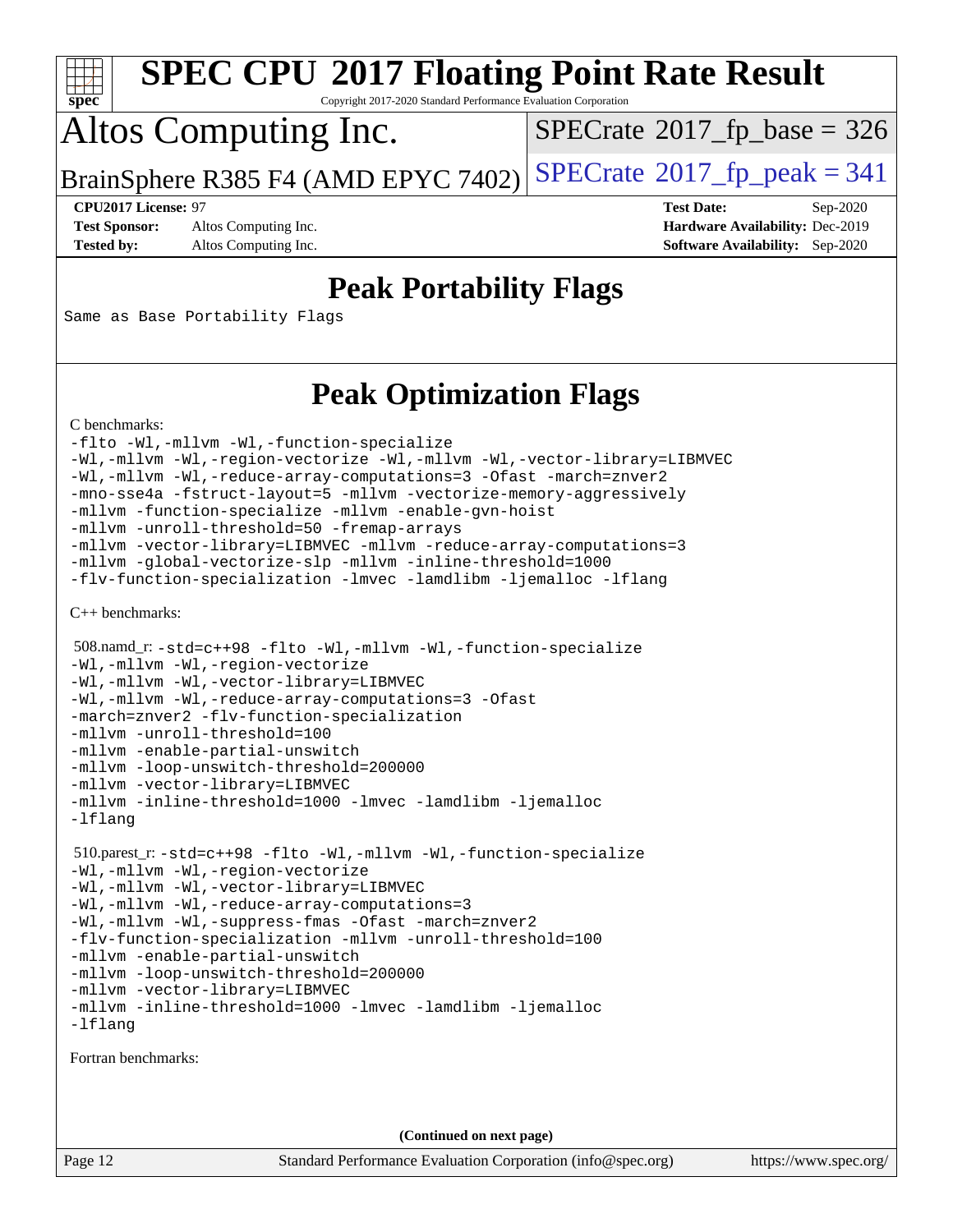# SPEC CPU 2017 Floating Point Rate Result

Copyright 2017-2020 Standard Performance Evaluation Corporation

# Altos Computing Inc.

BrainSphere R385 F4 (AMD EPYC 7402)

SPECrate 2017_fp_base = 326

SPECrate 2017_fp_peak = 341

**CPU2017 License:** 97
**Test Sponsor:** Altos Computing Inc.
**Tested by:** Altos Computing Inc.

**Test Date:** Sep-2020
**Hardware Availability:** Dec-2019
**Software Availability:** Sep-2020

## Peak Portability Flags

Same as Base Portability Flags

## Peak Optimization Flags

C benchmarks:

```
-flto -Wl,-mllvm -Wl,-function-specialize
-Wl,-mllvm -Wl,-region-vectorize -Wl,-mllvm -Wl,-vector-library=LIBMVEC
-Wl,-mllvm -Wl,-reduce-array-computations=3 -Ofast -march=znver2
-mno-sse4a -fstruct-layout=5 -mllvm -vectorize-memory-aggressively
-mllvm -function-specialize -mllvm -enable-gvn-hoist
-mllvm -unroll-threshold=50 -fremap-arrays
-mllvm -vector-library=LIBMVEC -mllvm -reduce-array-computations=3
-mllvm -global-vectorize-slp -mllvm -inline-threshold=1000
-flv-function-specialization -lmvec -lamdlibm -ljemalloc -lflang
```

C++ benchmarks:

508.namd_r:
```
-std=c++98 -flto -Wl,-mllvm -Wl,-function-specialize
-Wl,-mllvm -Wl,-region-vectorize
-Wl,-mllvm -Wl,-vector-library=LIBMVEC
-Wl,-mllvm -Wl,-reduce-array-computations=3 -Ofast
-march=znver2 -flv-function-specialization
-mllvm -unroll-threshold=100
-mllvm -enable-partial-unswitch
-mllvm -loop-unswitch-threshold=200000
-mllvm -vector-library=LIBMVEC
-mllvm -inline-threshold=1000 -lmvec -lamdlibm -ljemalloc
-lflang
```

510.parest_r:
```
-std=c++98 -flto -Wl,-mllvm -Wl,-function-specialize
-Wl,-mllvm -Wl,-region-vectorize
-Wl,-mllvm -Wl,-vector-library=LIBMVEC
-Wl,-mllvm -Wl,-reduce-array-computations=3
-Wl,-mllvm -Wl,-suppress-fmas -Ofast -march=znver2
-flv-function-specialization -mllvm -unroll-threshold=100
-mllvm -enable-partial-unswitch
-mllvm -loop-unswitch-threshold=200000
-mllvm -vector-library=LIBMVEC
-mllvm -inline-threshold=1000 -lmvec -lamdlibm -ljemalloc
-lflang
```

Fortran benchmarks:

**(Continued on next page)**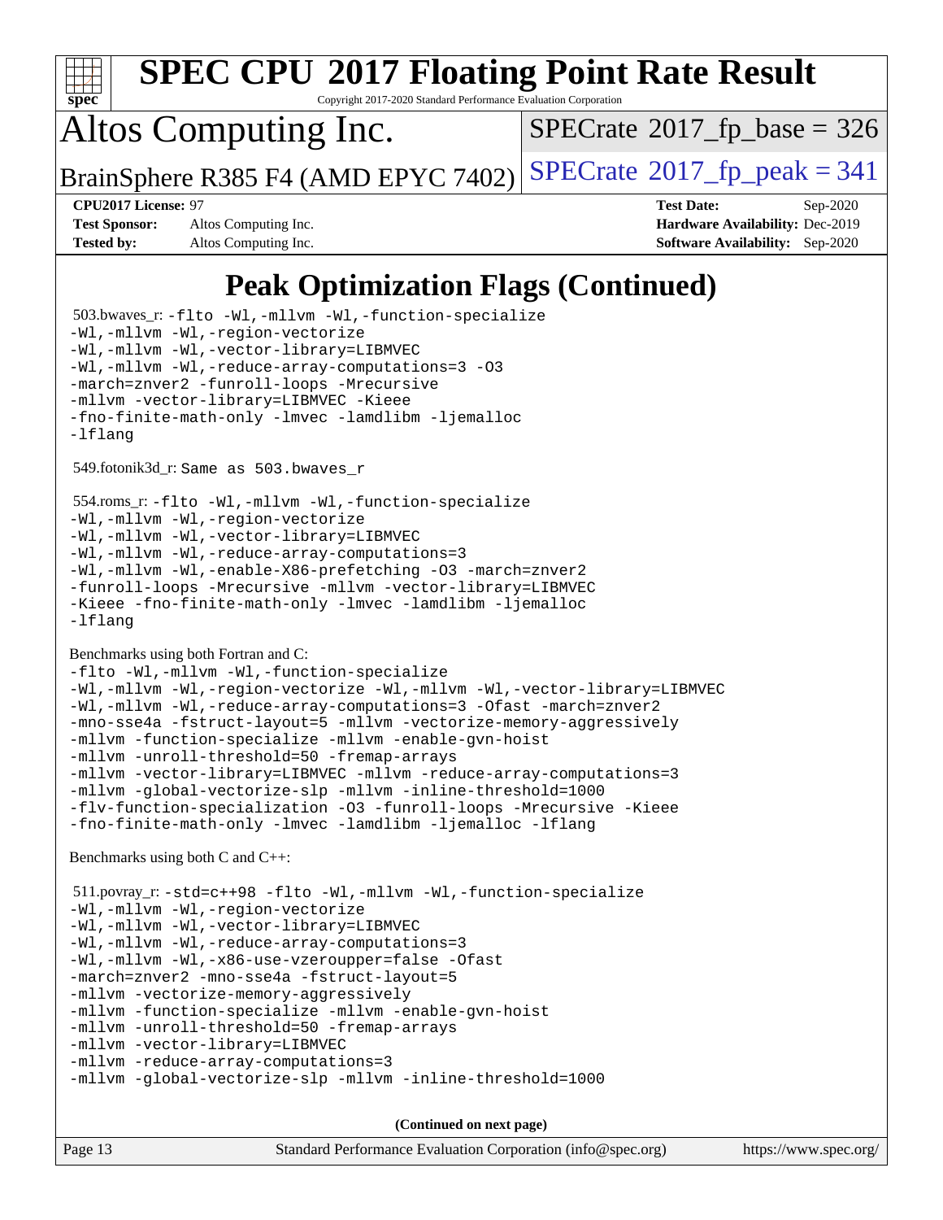## Peak Optimization Flags (Continued)

503.bwaves_r: `-flto -Wl,-mllvm -Wl,-function-specialize -Wl,-mllvm -Wl,-region-vectorize -Wl,-mllvm -Wl,-vector-library=LIBMVEC -Wl,-mllvm -Wl,-reduce-array-computations=3 -O3 -march=znver2 -funroll-loops -Mrecursive -mllvm -vector-library=LIBMVEC -Kieee -fno-finite-math-only -lmvec -lamdlibm -ljemalloc -lflang`

549.fotonik3d_r: `Same as 503.bwaves_r`

554.roms_r: `-flto -Wl,-mllvm -Wl,-function-specialize -Wl,-mllvm -Wl,-region-vectorize -Wl,-mllvm -Wl,-vector-library=LIBMVEC -Wl,-mllvm -Wl,-reduce-array-computations=3 -Wl,-mllvm -Wl,-enable-X86-prefetching -O3 -march=znver2 -funroll-loops -Mrecursive -mllvm -vector-library=LIBMVEC -Kieee -fno-finite-math-only -lmvec -lamdlibm -ljemalloc -lflang`

Benchmarks using both Fortran and C:

```
-flto -Wl,-mllvm -Wl,-function-specialize
-Wl,-mllvm -Wl,-region-vectorize -Wl,-mllvm -Wl,-vector-library=LIBMVEC
-Wl,-mllvm -Wl,-reduce-array-computations=3 -Ofast -march=znver2
-mno-sse4a -fstruct-layout=5 -mllvm -vectorize-memory-aggressively
-mllvm -function-specialize -mllvm -enable-gvn-hoist
-mllvm -unroll-threshold=50 -fremap-arrays
-mllvm -vector-library=LIBMVEC -mllvm -reduce-array-computations=3
-mllvm -global-vectorize-slp -mllvm -inline-threshold=1000
-flv-function-specialization -O3 -funroll-loops -Mrecursive -Kieee
-fno-finite-math-only -lmvec -lamdlibm -ljemalloc -lflang
```

Benchmarks using both C and C++:

511.povray_r: `-std=c++98 -flto -Wl,-mllvm -Wl,-function-specialize -Wl,-mllvm -Wl,-region-vectorize -Wl,-mllvm -Wl,-vector-library=LIBMVEC -Wl,-mllvm -Wl,-reduce-array-computations=3 -Wl,-mllvm -Wl,-x86-use-vzeroupper=false -Ofast -march=znver2 -mno-sse4a -fstruct-layout=5 -mllvm -vectorize-memory-aggressively -mllvm -function-specialize -mllvm -enable-gvn-hoist -mllvm -unroll-threshold=50 -fremap-arrays -mllvm -vector-library=LIBMVEC -mllvm -reduce-array-computations=3 -mllvm -global-vectorize-slp -mllvm -inline-threshold=1000`

**(Continued on next page)**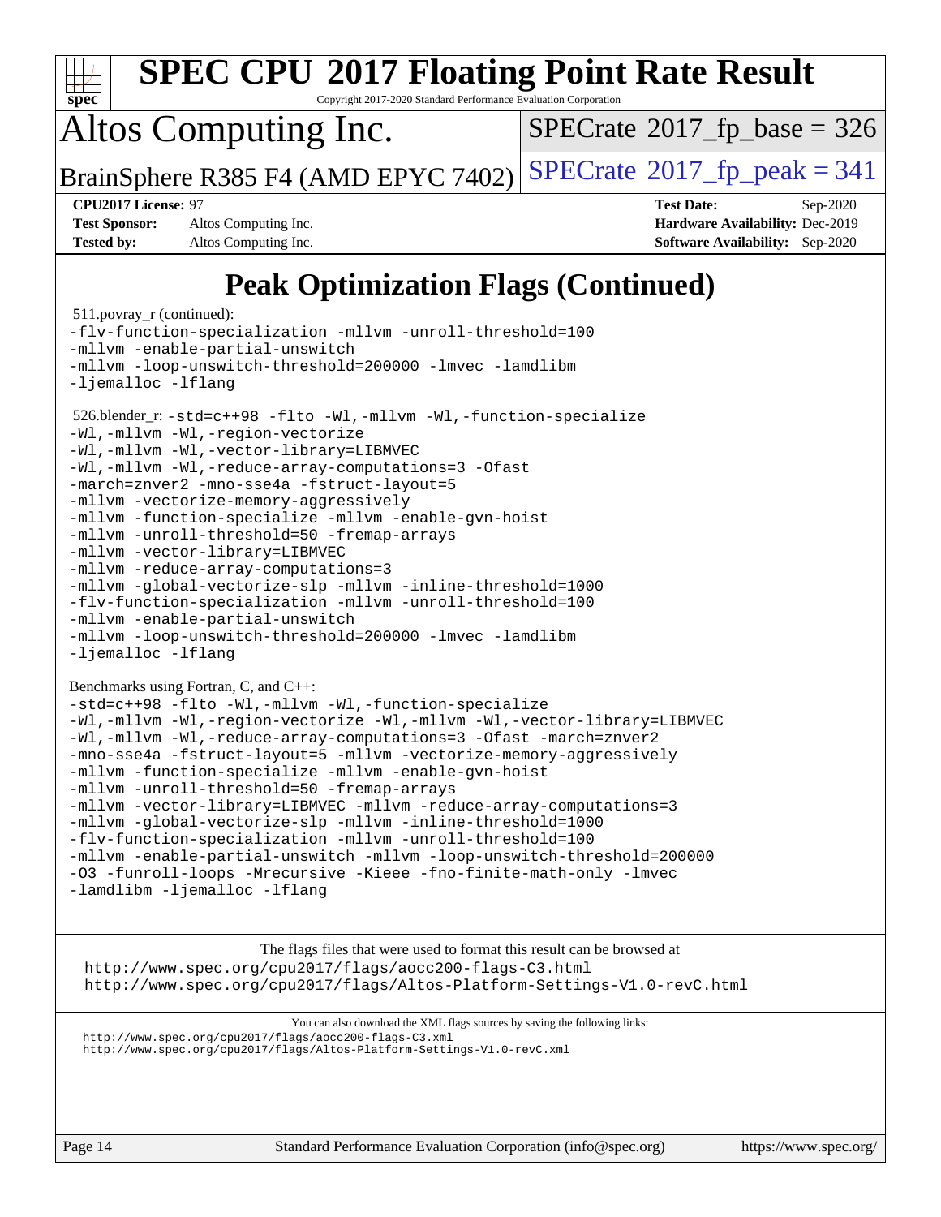# Peak Optimization Flags (Continued)

511.povray_r (continued):

```
-flv-function-specialization -mllvm -unroll-threshold=100
-mllvm -enable-partial-unswitch
-mllvm -loop-unswitch-threshold=200000 -lmvec -lamdlibm
-ljemalloc -lflang
```

526.blender_r:

```
-std=c++98 -flto -Wl,-mllvm -Wl,-function-specialize
-Wl,-mllvm -Wl,-region-vectorize
-Wl,-mllvm -Wl,-vector-library=LIBMVEC
-Wl,-mllvm -Wl,-reduce-array-computations=3 -Ofast
-march=znver2 -mno-sse4a -fstruct-layout=5
-mllvm -vectorize-memory-aggressively
-mllvm -function-specialize -mllvm -enable-gvn-hoist
-mllvm -unroll-threshold=50 -fremap-arrays
-mllvm -vector-library=LIBMVEC
-mllvm -reduce-array-computations=3
-mllvm -global-vectorize-slp -mllvm -inline-threshold=1000
-flv-function-specialization -mllvm -unroll-threshold=100
-mllvm -enable-partial-unswitch
-mllvm -loop-unswitch-threshold=200000 -lmvec -lamdlibm
-ljemalloc -lflang
```

Benchmarks using Fortran, C, and C++:

```
-std=c++98 -flto -Wl,-mllvm -Wl,-function-specialize
-Wl,-mllvm -Wl,-region-vectorize -Wl,-mllvm -Wl,-vector-library=LIBMVEC
-Wl,-mllvm -Wl,-reduce-array-computations=3 -Ofast -march=znver2
-mno-sse4a -fstruct-layout=5 -mllvm -vectorize-memory-aggressively
-mllvm -function-specialize -mllvm -enable-gvn-hoist
-mllvm -unroll-threshold=50 -fremap-arrays
-mllvm -vector-library=LIBMVEC -mllvm -reduce-array-computations=3
-mllvm -global-vectorize-slp -mllvm -inline-threshold=1000
-flv-function-specialization -mllvm -unroll-threshold=100
-mllvm -enable-partial-unswitch -mllvm -loop-unswitch-threshold=200000
-O3 -funroll-loops -Mrecursive -Kieee -fno-finite-math-only -lmvec
-lamdlibm -ljemalloc -lflang
```

The flags files that were used to format this result can be browsed at
http://www.spec.org/cpu2017/flags/aocc200-flags-C3.html
http://www.spec.org/cpu2017/flags/Altos-Platform-Settings-V1.0-revC.html

You can also download the XML flags sources by saving the following links:
http://www.spec.org/cpu2017/flags/aocc200-flags-C3.xml
http://www.spec.org/cpu2017/flags/Altos-Platform-Settings-V1.0-revC.xml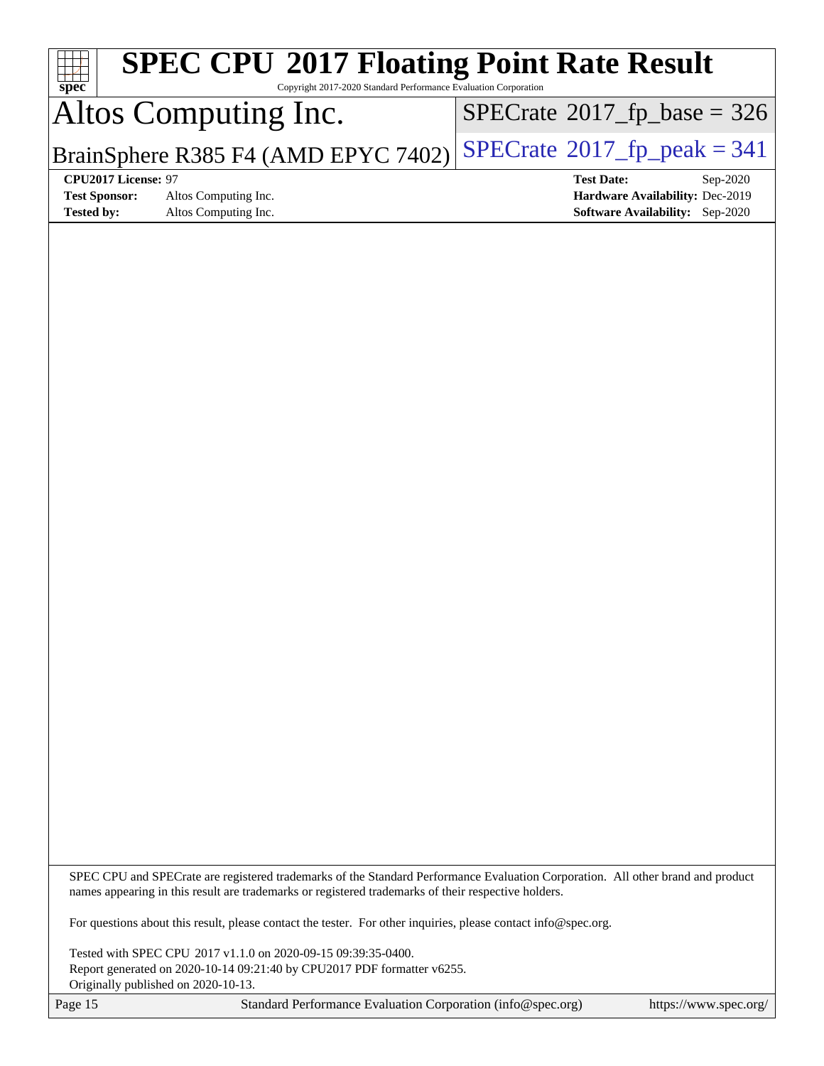SPEC CPU and SPECrate are registered trademarks of the Standard Performance Evaluation Corporation. All other brand and product names appearing in this result are trademarks or registered trademarks of their respective holders.

For questions about this result, please contact the tester. For other inquiries, please contact info@spec.org.

Tested with SPEC CPU 2017 v1.1.0 on 2020-09-15 09:39:35-0400.
Report generated on 2020-10-14 09:21:40 by CPU2017 PDF formatter v6255.
Originally published on 2020-10-13.